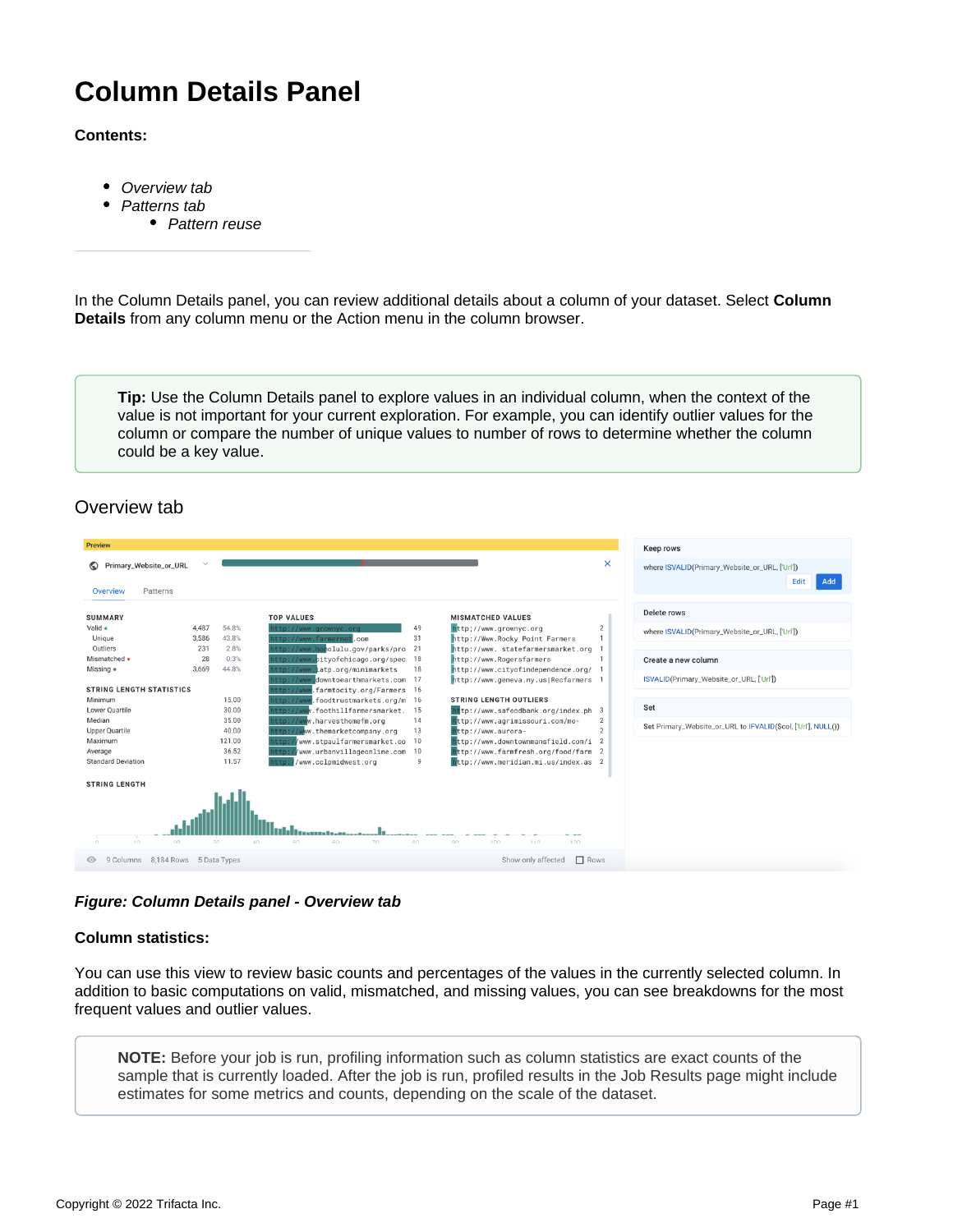# Column Details Panel

**Contents:**

- *Overview tab*
- *Patterns tab*
    - *Pattern reuse*

---

In the Column Details panel, you can review additional details about a column of your dataset. Select **Column Details** from any column menu or the Action menu in the column browser.

> **Tip:** Use the Column Details panel to explore values in an individual column, when the context of the value is not important for your current exploration. For example, you can identify outlier values for the column or compare the number of unique values to number of rows to determine whether the column could be a key value.

## Overview tab

*Figure: Column Details panel - Overview tab*

**Column statistics:**

You can use this view to review basic counts and percentages of the values in the currently selected column. In addition to basic computations on valid, mismatched, and missing values, you can see breakdowns for the most frequent values and outlier values.

> **NOTE:** Before your job is run, profiling information such as column statistics are exact counts of the sample that is currently loaded. After the job is run, profiled results in the Job Results page might include estimates for some metrics and counts, depending on the scale of the dataset.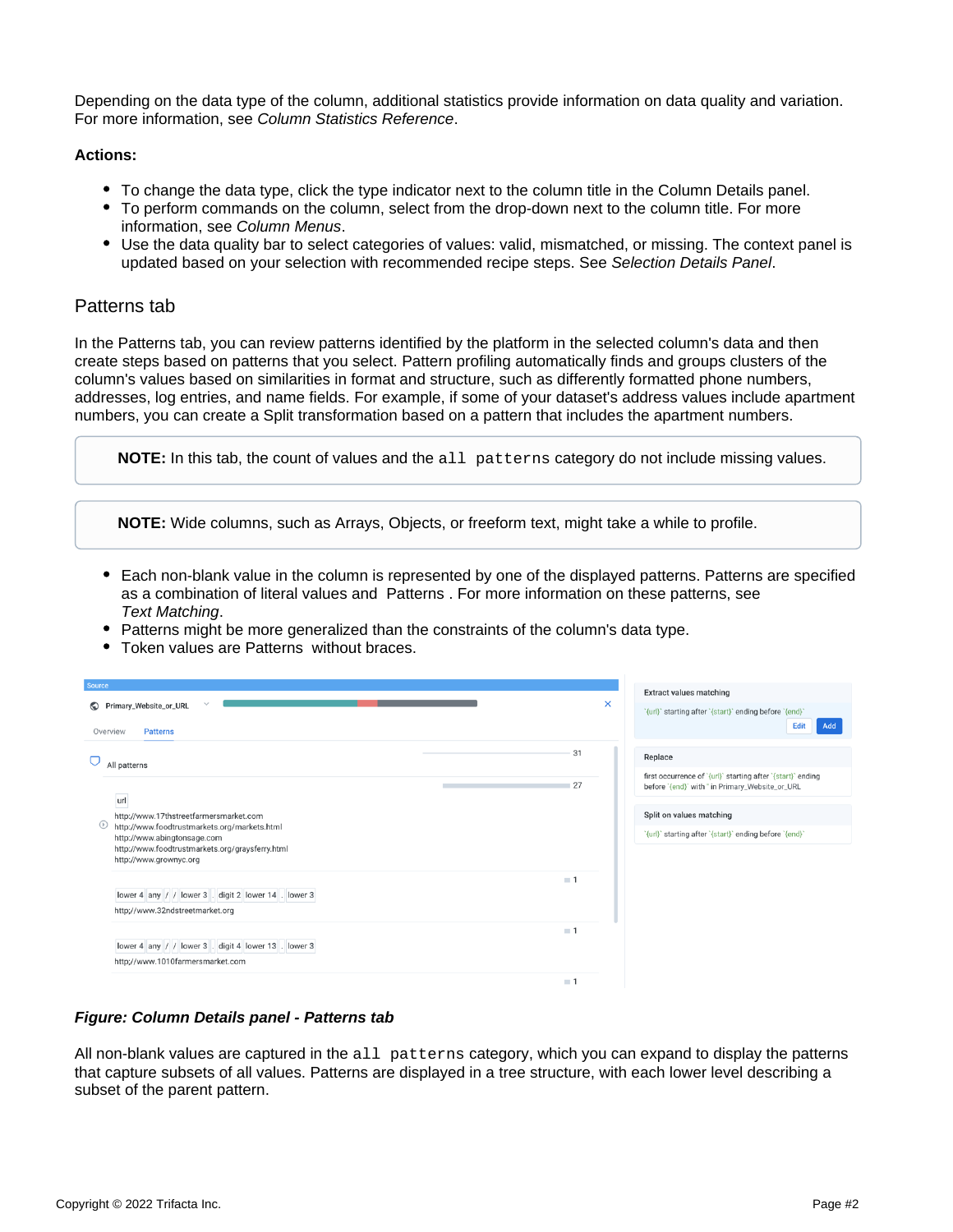Depending on the data type of the column, additional statistics provide information on data quality and variation. For more information, see *Column Statistics Reference*.

**Actions:**

- To change the data type, click the type indicator next to the column title in the Column Details panel.
- To perform commands on the column, select from the drop-down next to the column title. For more information, see *Column Menus*.
- Use the data quality bar to select categories of values: valid, mismatched, or missing. The context panel is updated based on your selection with recommended recipe steps. See *Selection Details Panel*.

## Patterns tab

In the Patterns tab, you can review patterns identified by the platform in the selected column's data and then create steps based on patterns that you select. Pattern profiling automatically finds and groups clusters of the column's values based on similarities in format and structure, such as differently formatted phone numbers, addresses, log entries, and name fields. For example, if some of your dataset's address values include apartment numbers, you can create a Split transformation based on a pattern that includes the apartment numbers.

> **NOTE:** In this tab, the count of values and the `all patterns` category do not include missing values.

> **NOTE:** Wide columns, such as Arrays, Objects, or freeform text, might take a while to profile.

- Each non-blank value in the column is represented by one of the displayed patterns. Patterns are specified as a combination of literal values and Patterns . For more information on these patterns, see *Text Matching*.
- Patterns might be more generalized than the constraints of the column's data type.
- Token values are Patterns without braces.

***Figure: Column Details panel - Patterns tab***

All non-blank values are captured in the `all patterns` category, which you can expand to display the patterns that capture subsets of all values. Patterns are displayed in a tree structure, with each lower level describing a subset of the parent pattern.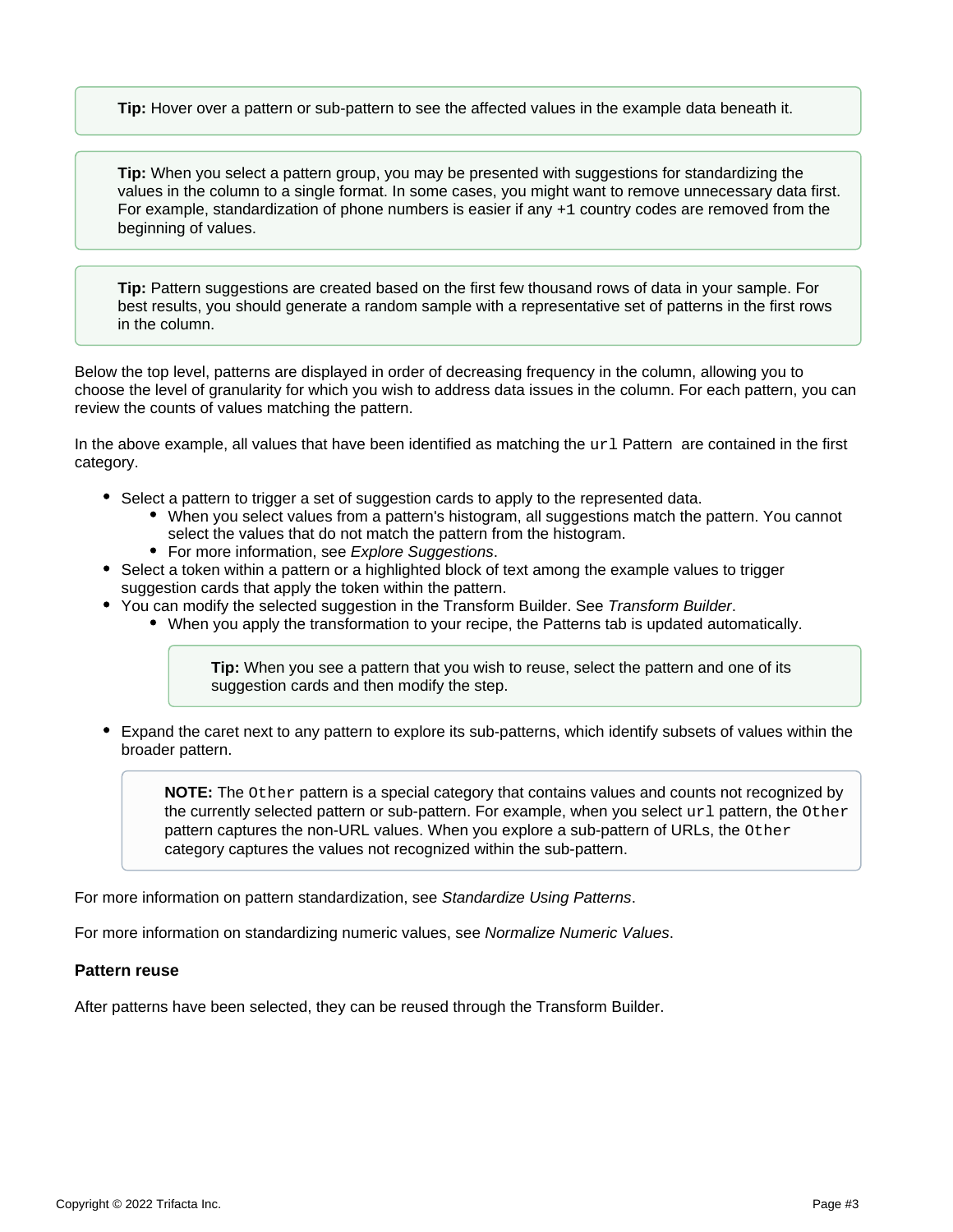> **Tip:** Hover over a pattern or sub-pattern to see the affected values in the example data beneath it.

> **Tip:** When you select a pattern group, you may be presented with suggestions for standardizing the values in the column to a single format. In some cases, you might want to remove unnecessary data first. For example, standardization of phone numbers is easier if any `+1` country codes are removed from the beginning of values.

> **Tip:** Pattern suggestions are created based on the first few thousand rows of data in your sample. For best results, you should generate a random sample with a representative set of patterns in the first rows in the column.

Below the top level, patterns are displayed in order of decreasing frequency in the column, allowing you to choose the level of granularity for which you wish to address data issues in the column. For each pattern, you can review the counts of values matching the pattern.

In the above example, all values that have been identified as matching the `url` Pattern are contained in the first category.

- Select a pattern to trigger a set of suggestion cards to apply to the represented data.
  - When you select values from a pattern's histogram, all suggestions match the pattern. You cannot select the values that do not match the pattern from the histogram.
  - For more information, see *Explore Suggestions*.
- Select a token within a pattern or a highlighted block of text among the example values to trigger suggestion cards that apply the token within the pattern.
- You can modify the selected suggestion in the Transform Builder. See *Transform Builder*.
  - When you apply the transformation to your recipe, the Patterns tab is updated automatically.

    > **Tip:** When you see a pattern that you wish to reuse, select the pattern and one of its suggestion cards and then modify the step.

- Expand the caret next to any pattern to explore its sub-patterns, which identify subsets of values within the broader pattern.

  > **NOTE:** The `Other` pattern is a special category that contains values and counts not recognized by the currently selected pattern or sub-pattern. For example, when you select `url` pattern, the `Other` pattern captures the non-URL values. When you explore a sub-pattern of URLs, the `Other` category captures the values not recognized within the sub-pattern.

For more information on pattern standardization, see *Standardize Using Patterns*.

For more information on standardizing numeric values, see *Normalize Numeric Values*.

#### Pattern reuse

After patterns have been selected, they can be reused through the Transform Builder.